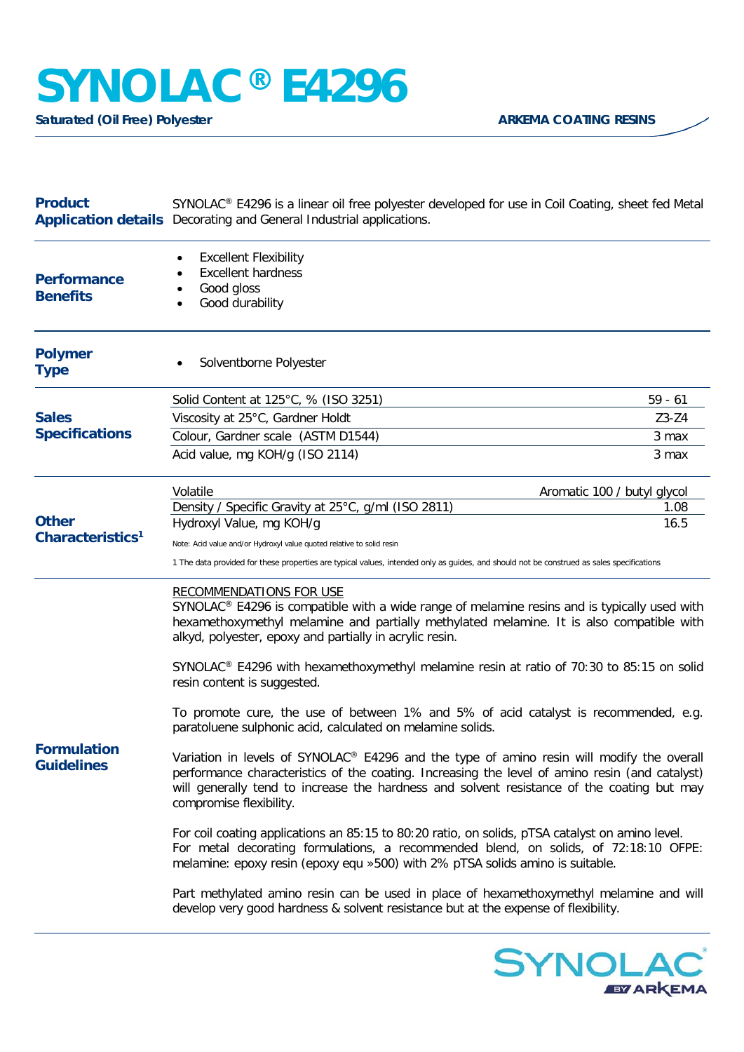# SYNOLAC® E4296

**Saturated (Oil Free) Polyester**

**ARKEMA COATING RESINS**

## Product Application details

SYNOLAC® E4296 is a linear oil free polyester developed for use in Coil Coating, sheet fed Metal Decorating and General Industrial applications.

## Performance Benefits

- Excellent Flexibility
- Excellent hardness
- Good gloss
- Good durability

## Polymer Type

- Solventborne Polyester

## Sales Specifications

| Property | Value |
|---|---|
| Solid Content at 125°C, % (ISO 3251) | 59 - 61 |
| Viscosity at 25°C, Gardner Holdt | Z3-Z4 |
| Colour, Gardner scale (ASTM D1544) | 3 max |
| Acid value, mg KOH/g (ISO 2114) | 3 max |

## Other Characteristics[1]

| Property | Value |
|---|---|
| Volatile | Aromatic 100 / butyl glycol |
| Density / Specific Gravity at 25°C, g/ml (ISO 2811) | 1.08 |
| Hydroxyl Value, mg KOH/g | 16.5 |

Note: Acid value and/or Hydroxyl value quoted relative to solid resin

1 The data provided for these properties are typical values, intended only as guides, and should not be construed as sales specifications

## Formulation Guidelines

RECOMMENDATIONS FOR USE

SYNOLAC® E4296 is compatible with a wide range of melamine resins and is typically used with hexamethoxymethyl melamine and partially methylated melamine. It is also compatible with alkyd, polyester, epoxy and partially in acrylic resin.

SYNOLAC® E4296 with hexamethoxymethyl melamine resin at ratio of 70:30 to 85:15 on solid resin content is suggested.

To promote cure, the use of between 1% and 5% of acid catalyst is recommended, e.g. paratoluene sulphonic acid, calculated on melamine solids.

Variation in levels of SYNOLAC® E4296 and the type of amino resin will modify the overall performance characteristics of the coating. Increasing the level of amino resin (and catalyst) will generally tend to increase the hardness and solvent resistance of the coating but may compromise flexibility.

For coil coating applications an 85:15 to 80:20 ratio, on solids, pTSA catalyst on amino level. For metal decorating formulations, a recommended blend, on solids, of 72:18:10 OFPE: melamine: epoxy resin (epoxy equ »500) with 2% pTSA solids amino is suitable.

Part methylated amino resin can be used in place of hexamethoxymethyl melamine and will develop very good hardness & solvent resistance but at the expense of flexibility.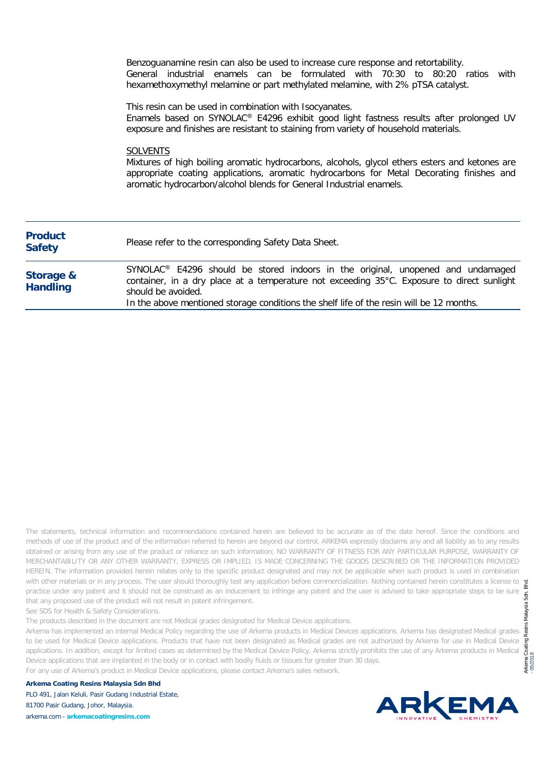Benzoguanamine resin can also be used to increase cure response and retortability.
General industrial enamels can be formulated with 70:30 to 80:20 ratios with hexamethoxymethyl melamine or part methylated melamine, with 2% pTSA catalyst.

This resin can be used in combination with Isocyanates.
Enamels based on SYNOLAC® E4296 exhibit good light fastness results after prolonged UV exposure and finishes are resistant to staining from variety of household materials.

SOLVENTS
Mixtures of high boiling aromatic hydrocarbons, alcohols, glycol ethers esters and ketones are appropriate coating applications, aromatic hydrocarbons for Metal Decorating finishes and aromatic hydrocarbon/alcohol blends for General Industrial enamels.

## Product Safety

Please refer to the corresponding Safety Data Sheet.

## Storage & Handling

SYNOLAC® E4296 should be stored indoors in the original, unopened and undamaged container, in a dry place at a temperature not exceeding 35°C. Exposure to direct sunlight should be avoided.
In the above mentioned storage conditions the shelf life of the resin will be 12 months.

The statements, technical information and recommendations contained herein are believed to be accurate as of the date hereof. Since the conditions and methods of use of the product and of the information referred to herein are beyond our control, ARKEMA expressly disclaims any and all liability as to any results obtained or arising from any use of the product or reliance on such information; NO WARRANTY OF FITNESS FOR ANY PARTICULAR PURPOSE, WARRANTY OF MERCHANTABILITY OR ANY OTHER WARRANTY, EXPRESS OR IMPLIED, IS MADE CONCERNING THE GOODS DESCRIBED OR THE INFORMATION PROVIDED HEREIN. The information provided herein relates only to the specific product designated and may not be applicable when such product is used in combination with other materials or in any process. The user should thoroughly test any application before commercialization. Nothing contained herein constitutes a license to practice under any patent and it should not be construed as an inducement to infringe any patent and the user is advised to take appropriate steps to be sure that any proposed use of the product will not result in patent infringement.
See SDS for Health & Safety Considerations.
The products described in the document are not Medical grades designated for Medical Device applications.
Arkema has implemented an internal Medical Policy regarding the use of Arkema products in Medical Devices applications. Arkema has designated Medical grades to be used for Medical Device applications. Products that have not been designated as Medical grades are not authorized by Arkema for use in Medical Device applications. In addition, except for limited cases as determined by the Medical Device Policy, Arkema strictly prohibits the use of any Arkema products in Medical Device applications that are implanted in the body or in contact with bodily fluids or tissues for greater than 30 days.
For any use of Arkema's product in Medical Device applications, please contact Arkema's sales network.

**Arkema Coating Resins Malaysia Sdn Bhd**
PLO 491, Jalan Keluli, Pasir Gudang Industrial Estate,
81700 Pasir Gudang, Johor, Malaysia.
arkema.com - **arkemacoatingresins.com**

ARKEMA INNOVATIVE CHEMISTRY

Arkema Coating Resins Malaysia Sdn. Bhd. - 05/2018